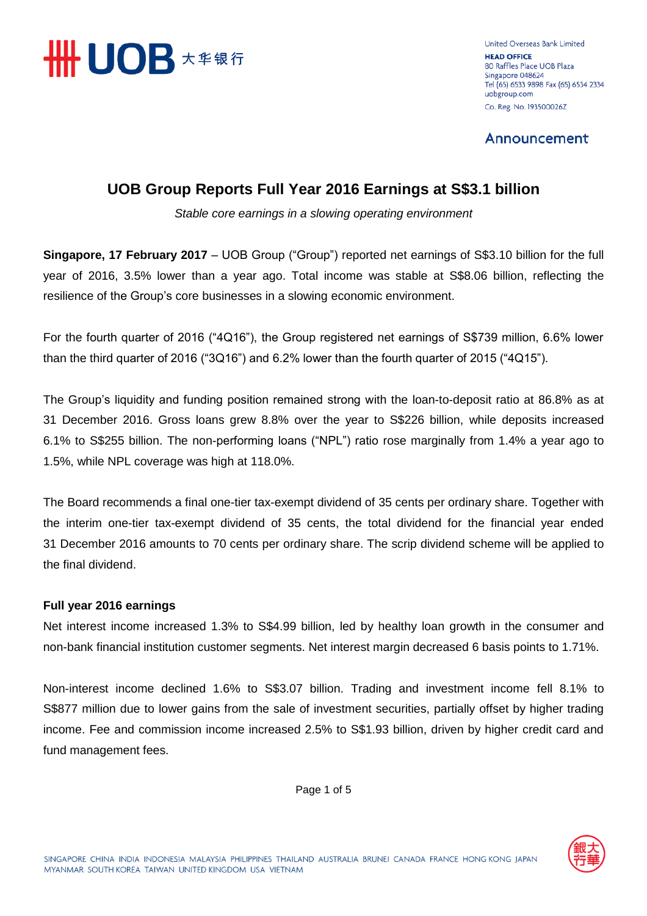United Overseas Bank Limited
**HEAD OFFICE**
80 Raffles Place UOB Plaza
Singapore 048624
Tel (65) 6533 9898 Fax (65) 6534 2334
uobgroup.com
Co. Reg. No. 193500026Z

Announcement

# UOB Group Reports Full Year 2016 Earnings at S$3.1 billion

*Stable core earnings in a slowing operating environment*

**Singapore, 17 February 2017** – UOB Group ("Group") reported net earnings of S$3.10 billion for the full year of 2016, 3.5% lower than a year ago. Total income was stable at S$8.06 billion, reflecting the resilience of the Group's core businesses in a slowing economic environment.

For the fourth quarter of 2016 ("4Q16"), the Group registered net earnings of S$739 million, 6.6% lower than the third quarter of 2016 ("3Q16") and 6.2% lower than the fourth quarter of 2015 ("4Q15").

The Group's liquidity and funding position remained strong with the loan-to-deposit ratio at 86.8% as at 31 December 2016. Gross loans grew 8.8% over the year to S$226 billion, while deposits increased 6.1% to S$255 billion. The non-performing loans ("NPL") ratio rose marginally from 1.4% a year ago to 1.5%, while NPL coverage was high at 118.0%.

The Board recommends a final one-tier tax-exempt dividend of 35 cents per ordinary share. Together with the interim one-tier tax-exempt dividend of 35 cents, the total dividend for the financial year ended 31 December 2016 amounts to 70 cents per ordinary share. The scrip dividend scheme will be applied to the final dividend.

**Full year 2016 earnings**

Net interest income increased 1.3% to S$4.99 billion, led by healthy loan growth in the consumer and non-bank financial institution customer segments. Net interest margin decreased 6 basis points to 1.71%.

Non-interest income declined 1.6% to S$3.07 billion. Trading and investment income fell 8.1% to S$877 million due to lower gains from the sale of investment securities, partially offset by higher trading income. Fee and commission income increased 2.5% to S$1.93 billion, driven by higher credit card and fund management fees.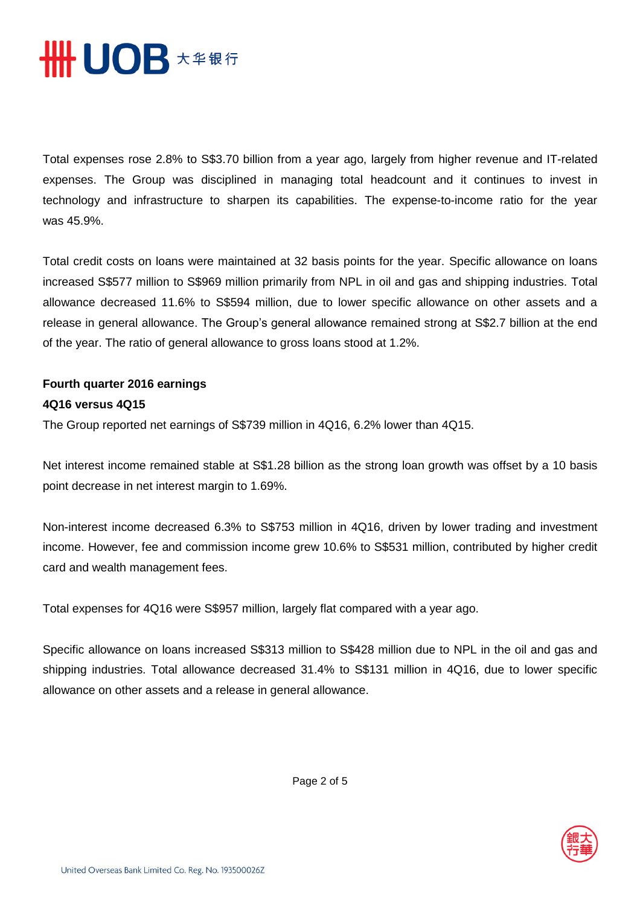Total expenses rose 2.8% to S$3.70 billion from a year ago, largely from higher revenue and IT-related expenses. The Group was disciplined in managing total headcount and it continues to invest in technology and infrastructure to sharpen its capabilities. The expense-to-income ratio for the year was 45.9%.

Total credit costs on loans were maintained at 32 basis points for the year. Specific allowance on loans increased S$577 million to S$969 million primarily from NPL in oil and gas and shipping industries. Total allowance decreased 11.6% to S$594 million, due to lower specific allowance on other assets and a release in general allowance. The Group's general allowance remained strong at S$2.7 billion at the end of the year. The ratio of general allowance to gross loans stood at 1.2%.

**Fourth quarter 2016 earnings**

**4Q16 versus 4Q15**

The Group reported net earnings of S$739 million in 4Q16, 6.2% lower than 4Q15.

Net interest income remained stable at S$1.28 billion as the strong loan growth was offset by a 10 basis point decrease in net interest margin to 1.69%.

Non-interest income decreased 6.3% to S$753 million in 4Q16, driven by lower trading and investment income. However, fee and commission income grew 10.6% to S$531 million, contributed by higher credit card and wealth management fees.

Total expenses for 4Q16 were S$957 million, largely flat compared with a year ago.

Specific allowance on loans increased S$313 million to S$428 million due to NPL in the oil and gas and shipping industries. Total allowance decreased 31.4% to S$131 million in 4Q16, due to lower specific allowance on other assets and a release in general allowance.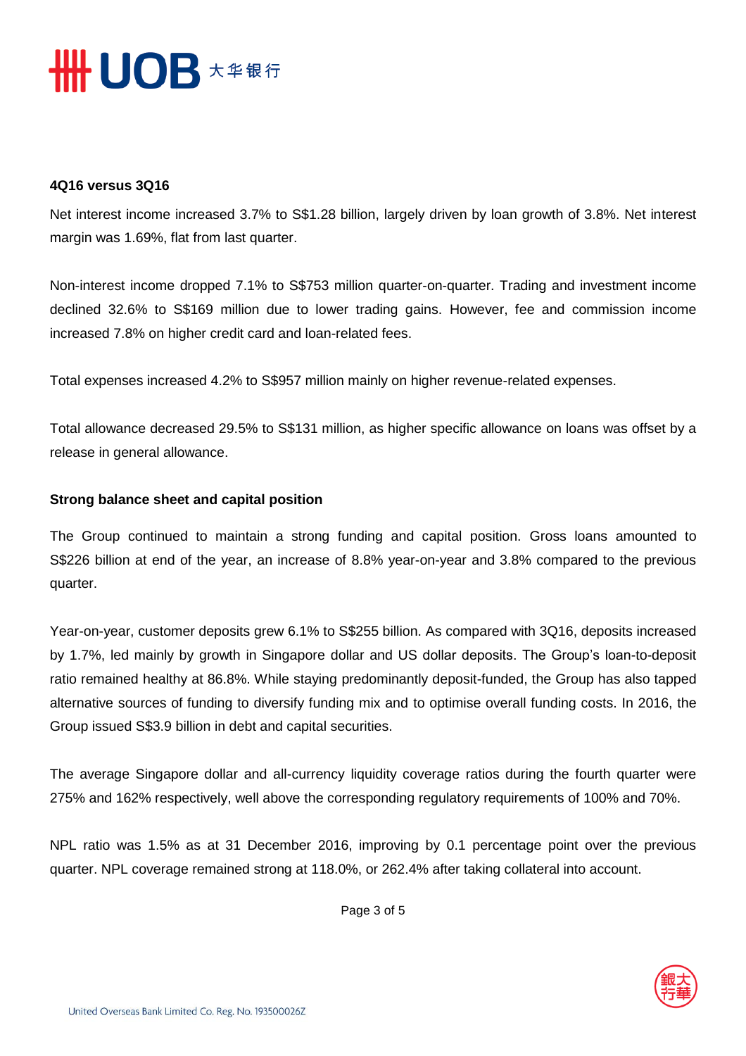**4Q16 versus 3Q16**

Net interest income increased 3.7% to S$1.28 billion, largely driven by loan growth of 3.8%. Net interest margin was 1.69%, flat from last quarter.

Non-interest income dropped 7.1% to S$753 million quarter-on-quarter. Trading and investment income declined 32.6% to S$169 million due to lower trading gains. However, fee and commission income increased 7.8% on higher credit card and loan-related fees.

Total expenses increased 4.2% to S$957 million mainly on higher revenue-related expenses.

Total allowance decreased 29.5% to S$131 million, as higher specific allowance on loans was offset by a release in general allowance.

**Strong balance sheet and capital position**

The Group continued to maintain a strong funding and capital position. Gross loans amounted to S$226 billion at end of the year, an increase of 8.8% year-on-year and 3.8% compared to the previous quarter.

Year-on-year, customer deposits grew 6.1% to S$255 billion. As compared with 3Q16, deposits increased by 1.7%, led mainly by growth in Singapore dollar and US dollar deposits. The Group's loan-to-deposit ratio remained healthy at 86.8%. While staying predominantly deposit-funded, the Group has also tapped alternative sources of funding to diversify funding mix and to optimise overall funding costs. In 2016, the Group issued S$3.9 billion in debt and capital securities.

The average Singapore dollar and all-currency liquidity coverage ratios during the fourth quarter were 275% and 162% respectively, well above the corresponding regulatory requirements of 100% and 70%.

NPL ratio was 1.5% as at 31 December 2016, improving by 0.1 percentage point over the previous quarter. NPL coverage remained strong at 118.0%, or 262.4% after taking collateral into account.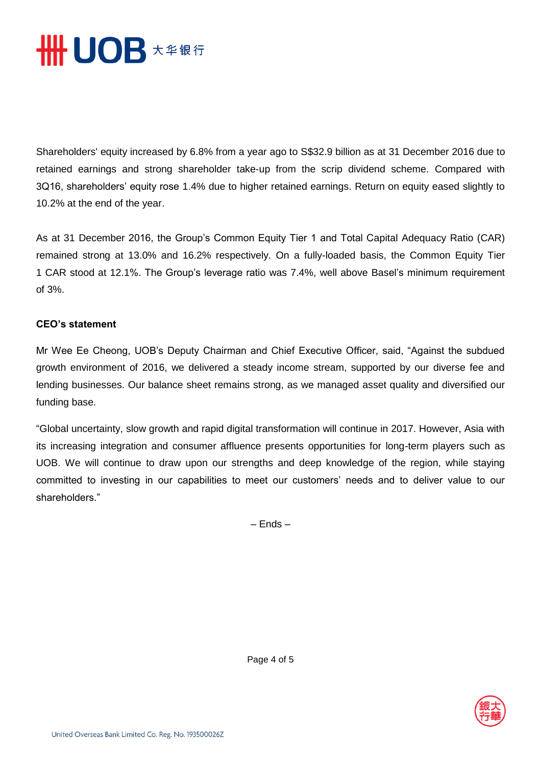Shareholders' equity increased by 6.8% from a year ago to S$32.9 billion as at 31 December 2016 due to retained earnings and strong shareholder take-up from the scrip dividend scheme. Compared with 3Q16, shareholders' equity rose 1.4% due to higher retained earnings. Return on equity eased slightly to 10.2% at the end of the year.

As at 31 December 2016, the Group's Common Equity Tier 1 and Total Capital Adequacy Ratio (CAR) remained strong at 13.0% and 16.2% respectively. On a fully-loaded basis, the Common Equity Tier 1 CAR stood at 12.1%. The Group's leverage ratio was 7.4%, well above Basel's minimum requirement of 3%.

**CEO's statement**

Mr Wee Ee Cheong, UOB's Deputy Chairman and Chief Executive Officer, said, "Against the subdued growth environment of 2016, we delivered a steady income stream, supported by our diverse fee and lending businesses. Our balance sheet remains strong, as we managed asset quality and diversified our funding base.

"Global uncertainty, slow growth and rapid digital transformation will continue in 2017. However, Asia with its increasing integration and consumer affluence presents opportunities for long-term players such as UOB. We will continue to draw upon our strengths and deep knowledge of the region, while staying committed to investing in our capabilities to meet our customers' needs and to deliver value to our shareholders."

– Ends –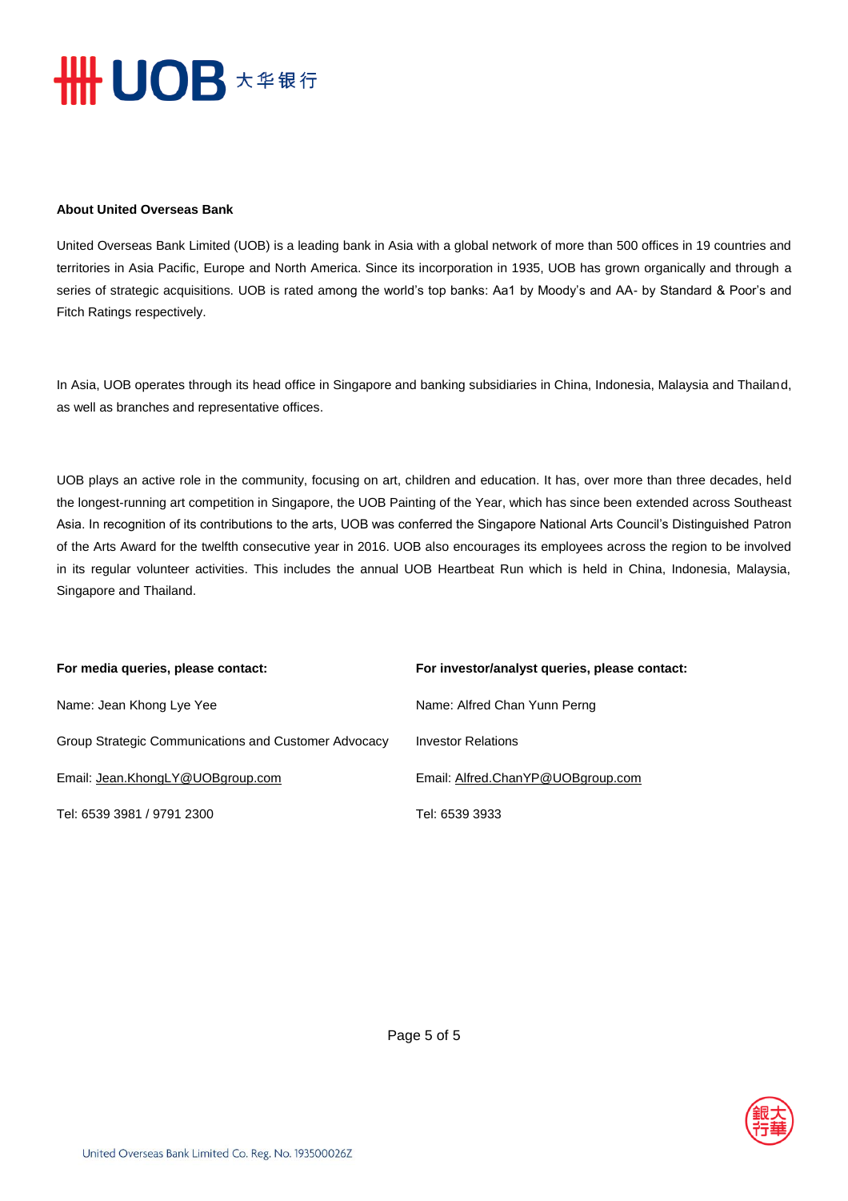**About United Overseas Bank**

United Overseas Bank Limited (UOB) is a leading bank in Asia with a global network of more than 500 offices in 19 countries and territories in Asia Pacific, Europe and North America. Since its incorporation in 1935, UOB has grown organically and through a series of strategic acquisitions. UOB is rated among the world's top banks: Aa1 by Moody's and AA- by Standard & Poor's and Fitch Ratings respectively.

In Asia, UOB operates through its head office in Singapore and banking subsidiaries in China, Indonesia, Malaysia and Thailand, as well as branches and representative offices.

UOB plays an active role in the community, focusing on art, children and education. It has, over more than three decades, held the longest-running art competition in Singapore, the UOB Painting of the Year, which has since been extended across Southeast Asia. In recognition of its contributions to the arts, UOB was conferred the Singapore National Arts Council's Distinguished Patron of the Arts Award for the twelfth consecutive year in 2016. UOB also encourages its employees across the region to be involved in its regular volunteer activities. This includes the annual UOB Heartbeat Run which is held in China, Indonesia, Malaysia, Singapore and Thailand.

**For media queries, please contact:**

Name: Jean Khong Lye Yee

Group Strategic Communications and Customer Advocacy

Email: Jean.KhongLY@UOBgroup.com

Tel: 6539 3981 / 9791 2300

**For investor/analyst queries, please contact:**

Name: Alfred Chan Yunn Perng

Investor Relations

Email: Alfred.ChanYP@UOBgroup.com

Tel: 6539 3933

United Overseas Bank Limited Co. Reg. No. 193500026Z